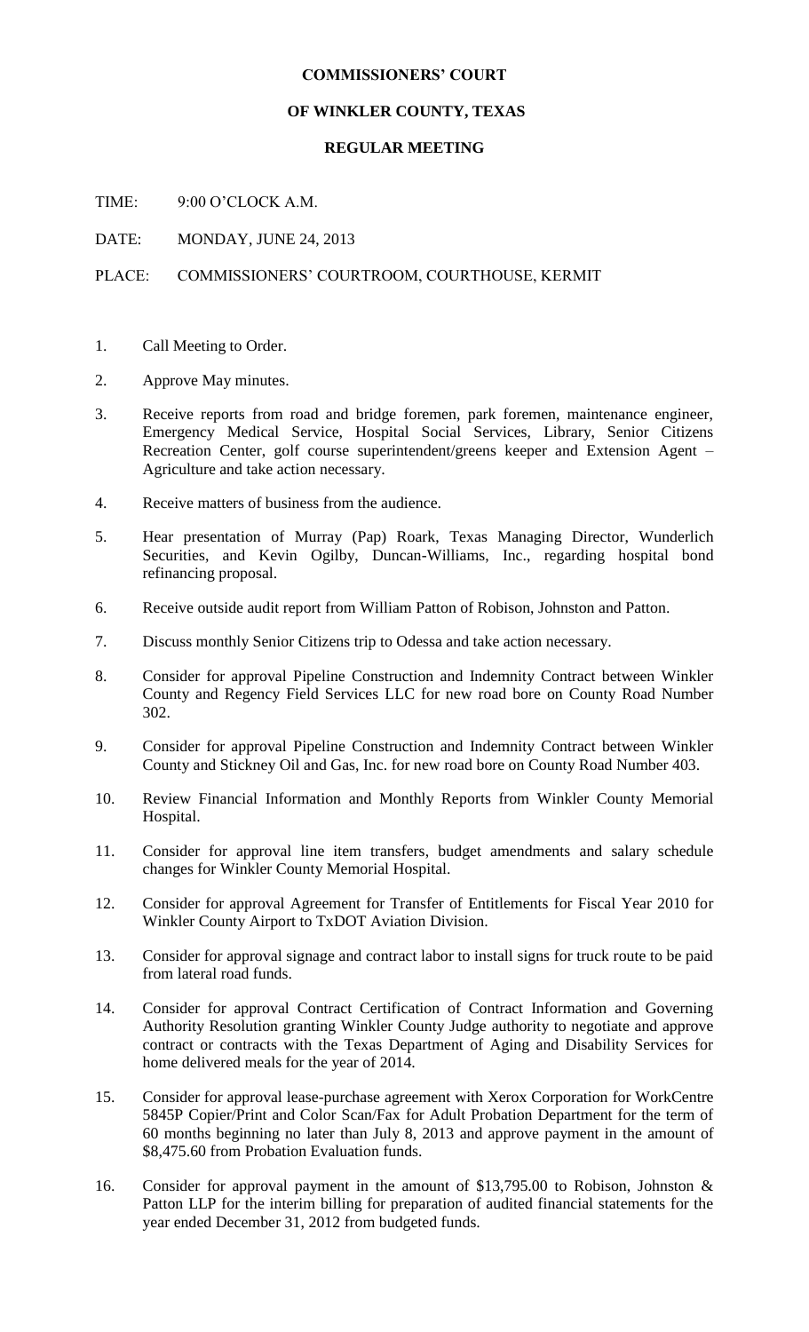# COMMISSIONERS' COURT

# OF WINKLER COUNTY, TEXAS

## REGULAR MEETING

TIME: 9:00 O'CLOCK A.M.

DATE: MONDAY, JUNE 24, 2013

PLACE: COMMISSIONERS' COURTROOM, COURTHOUSE, KERMIT

1. Call Meeting to Order.
2. Approve May minutes.
3. Receive reports from road and bridge foremen, park foremen, maintenance engineer, Emergency Medical Service, Hospital Social Services, Library, Senior Citizens Recreation Center, golf course superintendent/greens keeper and Extension Agent – Agriculture and take action necessary.
4. Receive matters of business from the audience.
5. Hear presentation of Murray (Pap) Roark, Texas Managing Director, Wunderlich Securities, and Kevin Ogilby, Duncan-Williams, Inc., regarding hospital bond refinancing proposal.
6. Receive outside audit report from William Patton of Robison, Johnston and Patton.
7. Discuss monthly Senior Citizens trip to Odessa and take action necessary.
8. Consider for approval Pipeline Construction and Indemnity Contract between Winkler County and Regency Field Services LLC for new road bore on County Road Number 302.
9. Consider for approval Pipeline Construction and Indemnity Contract between Winkler County and Stickney Oil and Gas, Inc. for new road bore on County Road Number 403.
10. Review Financial Information and Monthly Reports from Winkler County Memorial Hospital.
11. Consider for approval line item transfers, budget amendments and salary schedule changes for Winkler County Memorial Hospital.
12. Consider for approval Agreement for Transfer of Entitlements for Fiscal Year 2010 for Winkler County Airport to TxDOT Aviation Division.
13. Consider for approval signage and contract labor to install signs for truck route to be paid from lateral road funds.
14. Consider for approval Contract Certification of Contract Information and Governing Authority Resolution granting Winkler County Judge authority to negotiate and approve contract or contracts with the Texas Department of Aging and Disability Services for home delivered meals for the year of 2014.
15. Consider for approval lease-purchase agreement with Xerox Corporation for WorkCentre 5845P Copier/Print and Color Scan/Fax for Adult Probation Department for the term of 60 months beginning no later than July 8, 2013 and approve payment in the amount of $8,475.60 from Probation Evaluation funds.
16. Consider for approval payment in the amount of $13,795.00 to Robison, Johnston & Patton LLP for the interim billing for preparation of audited financial statements for the year ended December 31, 2012 from budgeted funds.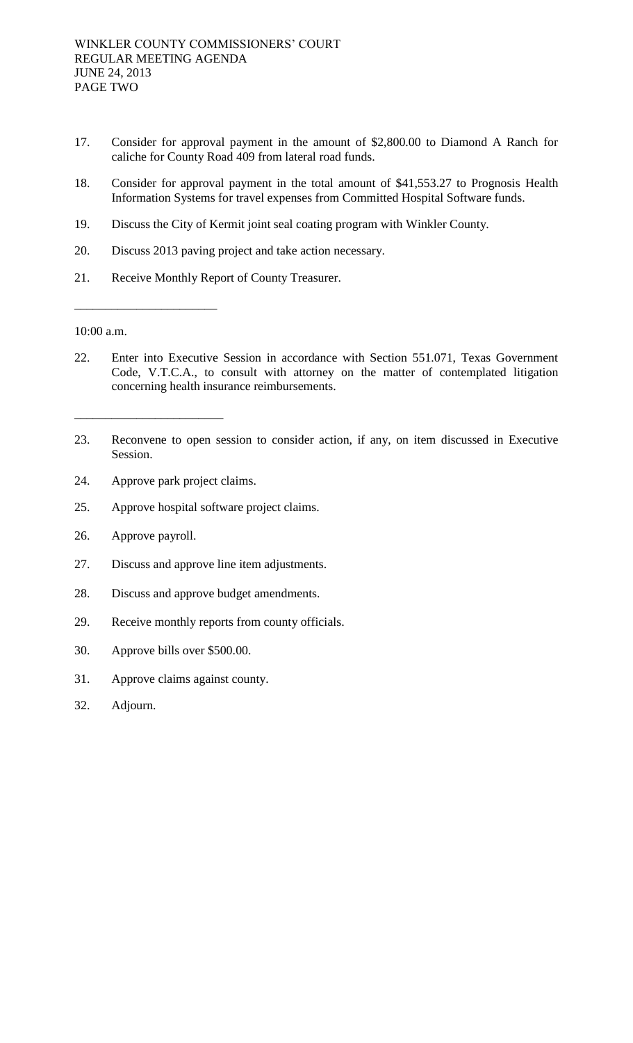17. Consider for approval payment in the amount of $2,800.00 to Diamond A Ranch for caliche for County Road 409 from lateral road funds.

18. Consider for approval payment in the total amount of $41,553.27 to Prognosis Health Information Systems for travel expenses from Committed Hospital Software funds.

19. Discuss the City of Kermit joint seal coating program with Winkler County.

20. Discuss 2013 paving project and take action necessary.

21. Receive Monthly Report of County Treasurer.

______________________

10:00 a.m.

22. Enter into Executive Session in accordance with Section 551.071, Texas Government Code, V.T.C.A., to consult with attorney on the matter of contemplated litigation concerning health insurance reimbursements.

______________________

23. Reconvene to open session to consider action, if any, on item discussed in Executive Session.

24. Approve park project claims.

25. Approve hospital software project claims.

26. Approve payroll.

27. Discuss and approve line item adjustments.

28. Discuss and approve budget amendments.

29. Receive monthly reports from county officials.

30. Approve bills over $500.00.

31. Approve claims against county.

32. Adjourn.